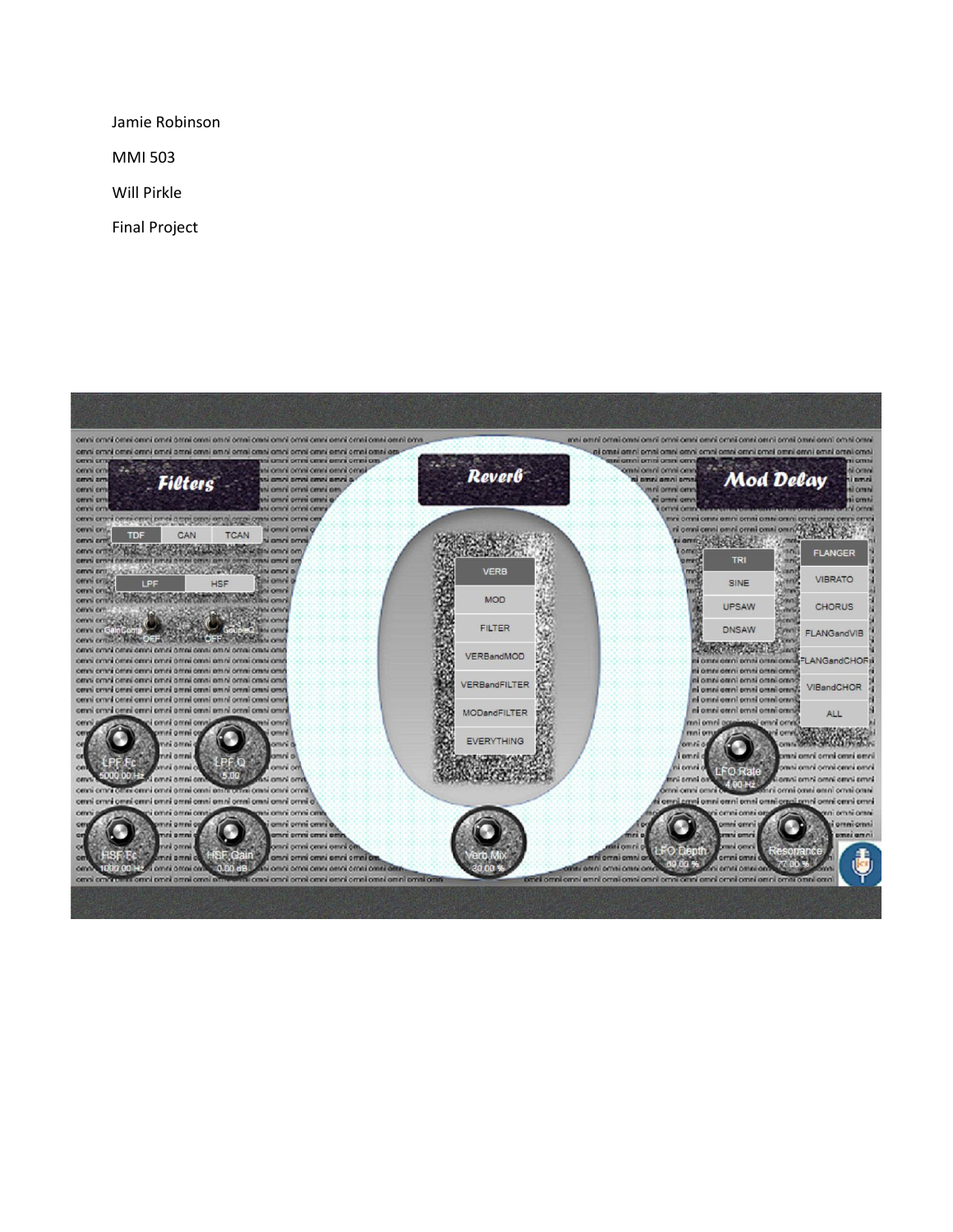Jamie Robinson

MMI 503

Will Pirkle

Final Project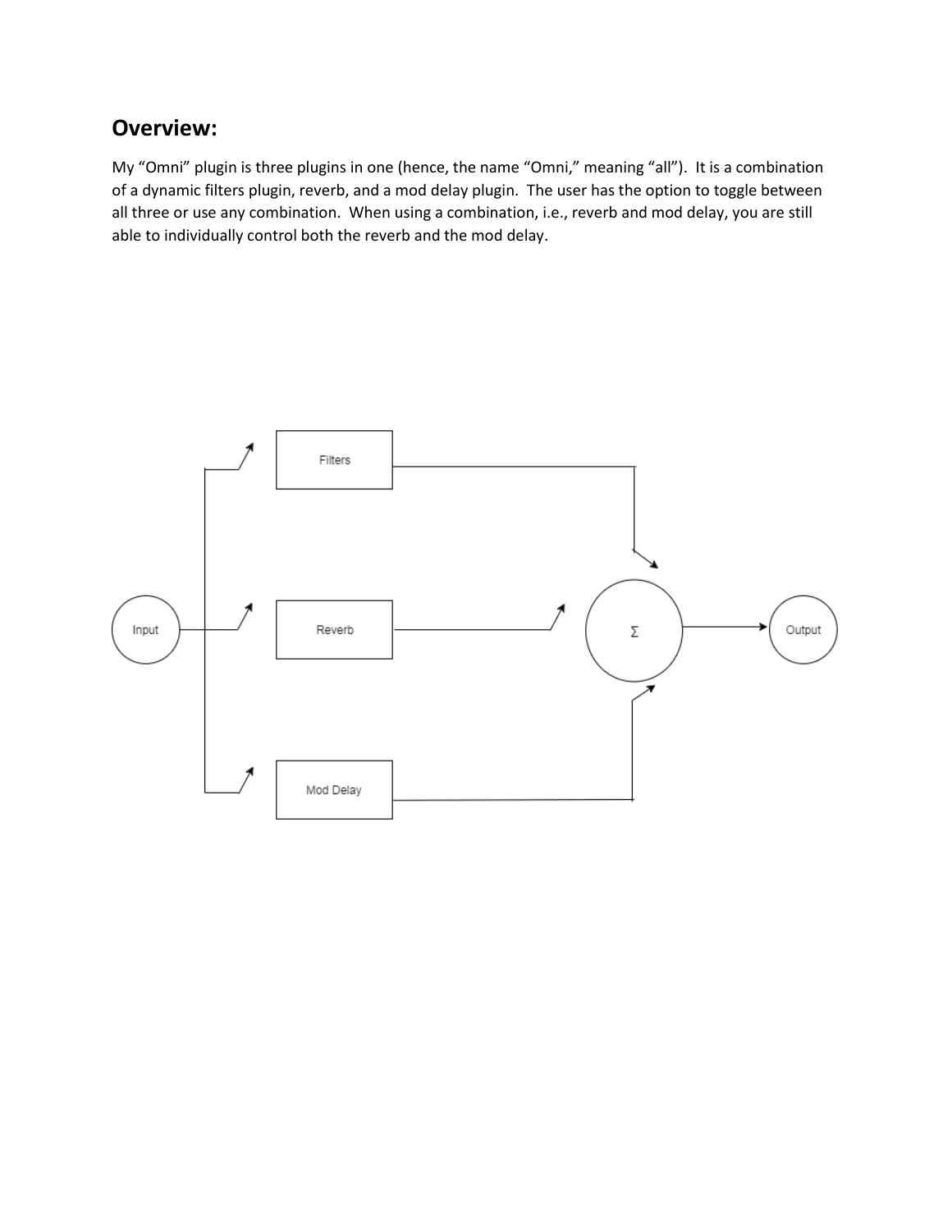## Overview:

My "Omni" plugin is three plugins in one (hence, the name "Omni," meaning "all"). It is a combination of a dynamic filters plugin, reverb, and a mod delay plugin. The user has the option to toggle between all three or use any combination. When using a combination, i.e., reverb and mod delay, you are still able to individually control both the reverb and the mod delay.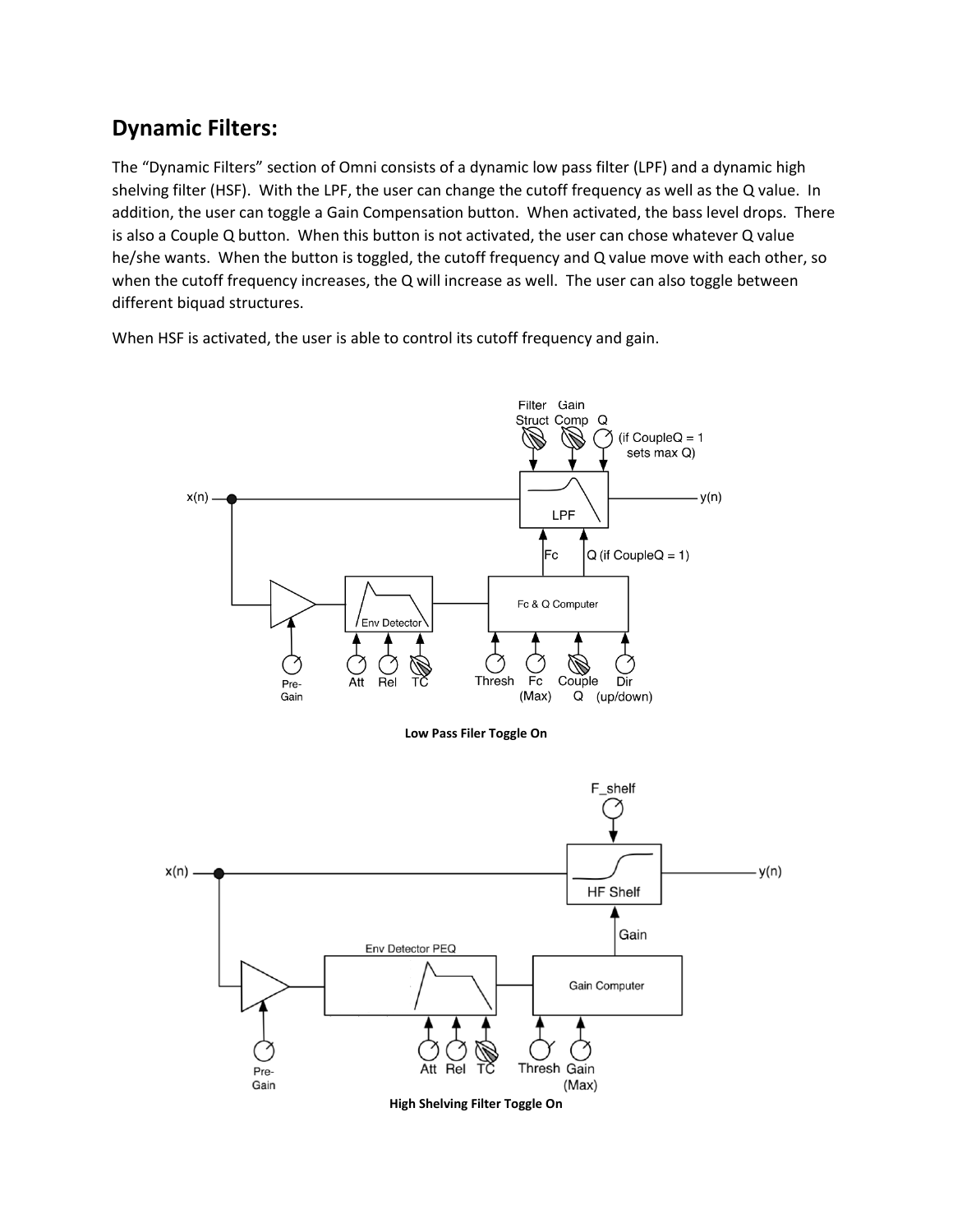## Dynamic Filters:

The “Dynamic Filters” section of Omni consists of a dynamic low pass filter (LPF) and a dynamic high shelving filter (HSF). With the LPF, the user can change the cutoff frequency as well as the Q value. In addition, the user can toggle a Gain Compensation button. When activated, the bass level drops. There is also a Couple Q button. When this button is not activated, the user can chose whatever Q value he/she wants. When the button is toggled, the cutoff frequency and Q value move with each other, so when the cutoff frequency increases, the Q will increase as well. The user can also toggle between different biquad structures.

When HSF is activated, the user is able to control its cutoff frequency and gain.

**Low Pass Filer Toggle On**

**High Shelving Filter Toggle On**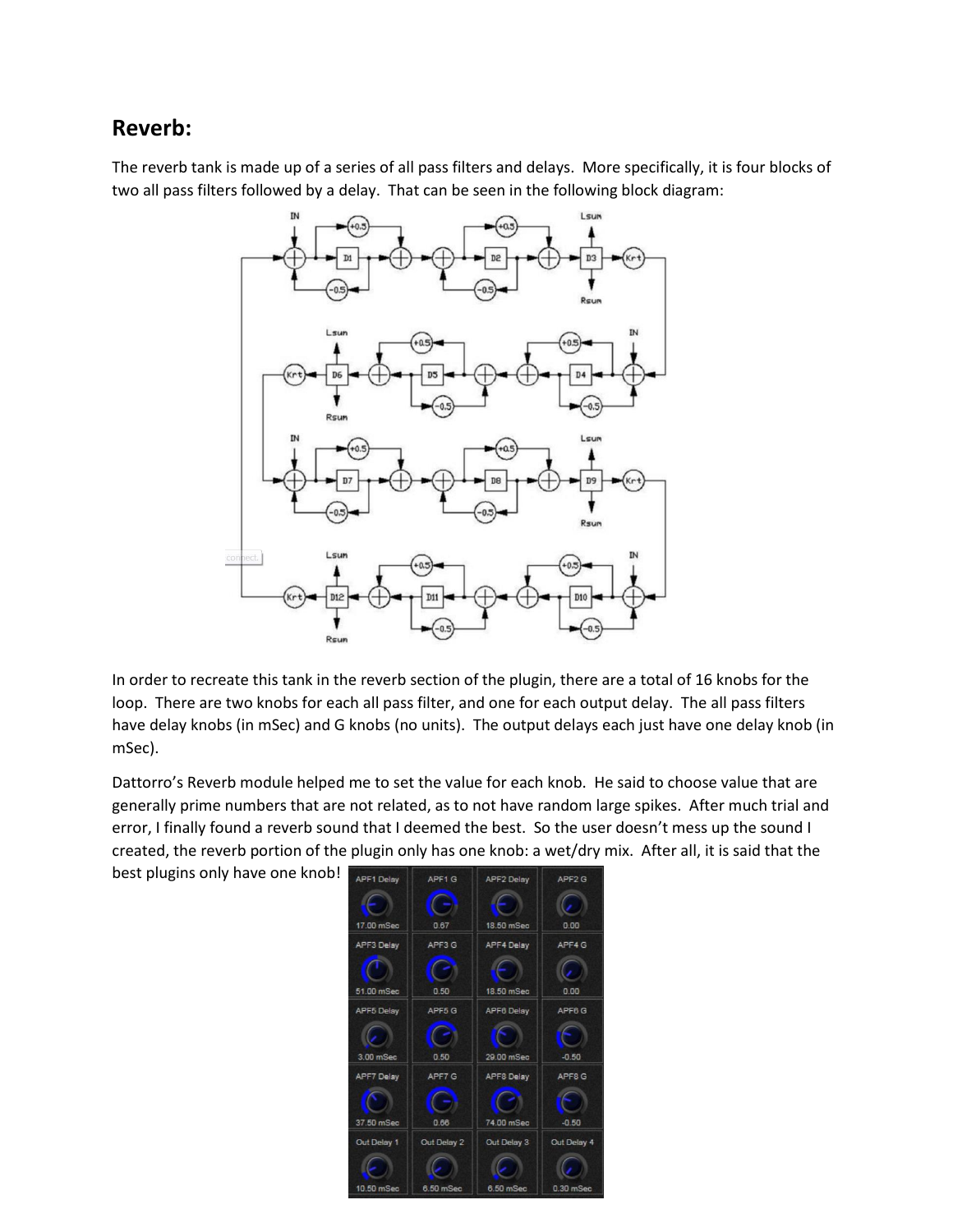## Reverb:

The reverb tank is made up of a series of all pass filters and delays. More specifically, it is four blocks of two all pass filters followed by a delay. That can be seen in the following block diagram:

In order to recreate this tank in the reverb section of the plugin, there are a total of 16 knobs for the loop. There are two knobs for each all pass filter, and one for each output delay. The all pass filters have delay knobs (in mSec) and G knobs (no units). The output delays each just have one delay knob (in mSec).

Dattorro's Reverb module helped me to set the value for each knob. He said to choose value that are generally prime numbers that are not related, as to not have random large spikes. After much trial and error, I finally found a reverb sound that I deemed the best. So the user doesn't mess up the sound I created, the reverb portion of the plugin only has one knob: a wet/dry mix. After all, it is said that the best plugins only have one knob!

| APF1 Delay | APF1 G | APF2 Delay | APF2 G |
|---|---|---|---|
| 17.00 mSec | 0.67 | 18.50 mSec | 0.00 |
| **APF3 Delay** | **APF3 G** | **APF4 Delay** | **APF4 G** |
| 51.00 mSec | 0.50 | 18.50 mSec | 0.00 |
| **APF5 Delay** | **APF5 G** | **APF6 Delay** | **APF6 G** |
| 3.00 mSec | 0.50 | 29.00 mSec | -0.50 |
| **APF7 Delay** | **APF7 G** | **APF8 Delay** | **APF8 G** |
| 37.50 mSec | 0.66 | 74.00 mSec | -0.50 |
| **Out Delay 1** | **Out Delay 2** | **Out Delay 3** | **Out Delay 4** |
| 10.50 mSec | 6.50 mSec | 6.50 mSec | 0.30 mSec |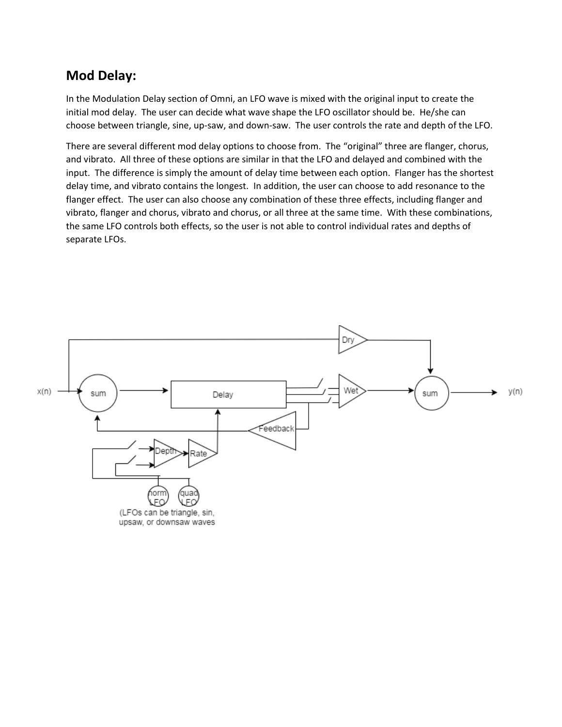## Mod Delay:

In the Modulation Delay section of Omni, an LFO wave is mixed with the original input to create the initial mod delay. The user can decide what wave shape the LFO oscillator should be. He/she can choose between triangle, sine, up-saw, and down-saw. The user controls the rate and depth of the LFO.

There are several different mod delay options to choose from. The "original" three are flanger, chorus, and vibrato. All three of these options are similar in that the LFO and delayed and combined with the input. The difference is simply the amount of delay time between each option. Flanger has the shortest delay time, and vibrato contains the longest. In addition, the user can choose to add resonance to the flanger effect. The user can also choose any combination of these three effects, including flanger and vibrato, flanger and chorus, vibrato and chorus, or all three at the same time. With these combinations, the same LFO controls both effects, so the user is not able to control individual rates and depths of separate LFOs.

x(n)
sum
Delay
Dry
Wet
sum
y(n)
Feedback
Depth
Rate
norm LFO
quad LFO
(LFOs can be triangle, sin, upsaw, or downsaw waves